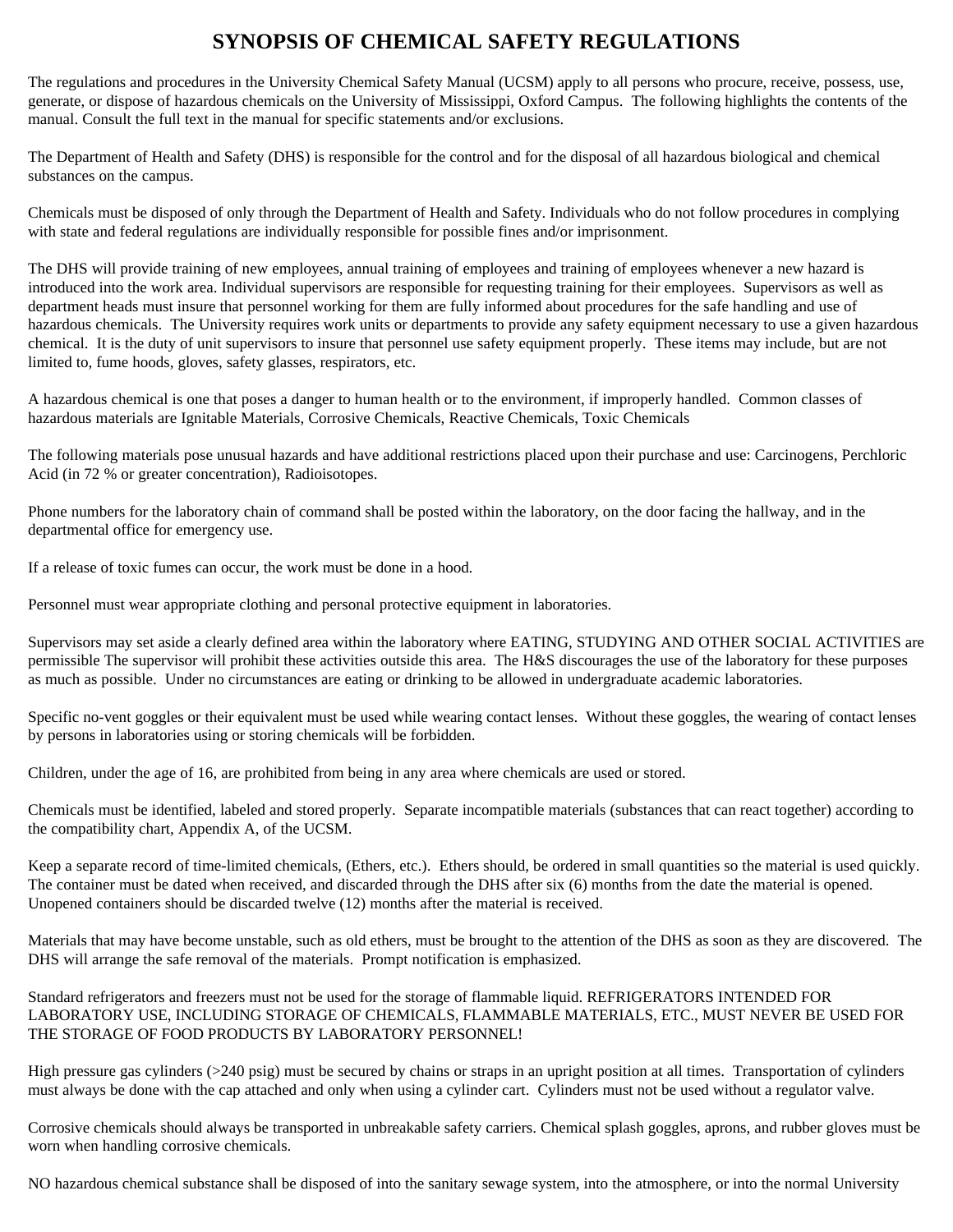# SYNOPSIS OF CHEMICAL SAFETY REGULATIONS

The regulations and procedures in the University Chemical Safety Manual (UCSM) apply to all persons who procure, receive, possess, use, generate, or dispose of hazardous chemicals on the University of Mississippi, Oxford Campus. The following highlights the contents of the manual. Consult the full text in the manual for specific statements and/or exclusions.

The Department of Health and Safety (DHS) is responsible for the control and for the disposal of all hazardous biological and chemical substances on the campus.

Chemicals must be disposed of only through the Department of Health and Safety. Individuals who do not follow procedures in complying with state and federal regulations are individually responsible for possible fines and/or imprisonment.

The DHS will provide training of new employees, annual training of employees and training of employees whenever a new hazard is introduced into the work area. Individual supervisors are responsible for requesting training for their employees. Supervisors as well as department heads must insure that personnel working for them are fully informed about procedures for the safe handling and use of hazardous chemicals. The University requires work units or departments to provide any safety equipment necessary to use a given hazardous chemical. It is the duty of unit supervisors to insure that personnel use safety equipment properly. These items may include, but are not limited to, fume hoods, gloves, safety glasses, respirators, etc.

A hazardous chemical is one that poses a danger to human health or to the environment, if improperly handled. Common classes of hazardous materials are Ignitable Materials, Corrosive Chemicals, Reactive Chemicals, Toxic Chemicals

The following materials pose unusual hazards and have additional restrictions placed upon their purchase and use: Carcinogens, Perchloric Acid (in 72 % or greater concentration), Radioisotopes.

Phone numbers for the laboratory chain of command shall be posted within the laboratory, on the door facing the hallway, and in the departmental office for emergency use.

If a release of toxic fumes can occur, the work must be done in a hood.

Personnel must wear appropriate clothing and personal protective equipment in laboratories.

Supervisors may set aside a clearly defined area within the laboratory where EATING, STUDYING AND OTHER SOCIAL ACTIVITIES are permissible The supervisor will prohibit these activities outside this area. The H&S discourages the use of the laboratory for these purposes as much as possible. Under no circumstances are eating or drinking to be allowed in undergraduate academic laboratories.

Specific no-vent goggles or their equivalent must be used while wearing contact lenses. Without these goggles, the wearing of contact lenses by persons in laboratories using or storing chemicals will be forbidden.

Children, under the age of 16, are prohibited from being in any area where chemicals are used or stored.

Chemicals must be identified, labeled and stored properly. Separate incompatible materials (substances that can react together) according to the compatibility chart, Appendix A, of the UCSM.

Keep a separate record of time-limited chemicals, (Ethers, etc.). Ethers should, be ordered in small quantities so the material is used quickly. The container must be dated when received, and discarded through the DHS after six (6) months from the date the material is opened. Unopened containers should be discarded twelve (12) months after the material is received.

Materials that may have become unstable, such as old ethers, must be brought to the attention of the DHS as soon as they are discovered. The DHS will arrange the safe removal of the materials. Prompt notification is emphasized.

Standard refrigerators and freezers must not be used for the storage of flammable liquid. REFRIGERATORS INTENDED FOR LABORATORY USE, INCLUDING STORAGE OF CHEMICALS, FLAMMABLE MATERIALS, ETC., MUST NEVER BE USED FOR THE STORAGE OF FOOD PRODUCTS BY LABORATORY PERSONNEL!

High pressure gas cylinders (>240 psig) must be secured by chains or straps in an upright position at all times. Transportation of cylinders must always be done with the cap attached and only when using a cylinder cart. Cylinders must not be used without a regulator valve.

Corrosive chemicals should always be transported in unbreakable safety carriers. Chemical splash goggles, aprons, and rubber gloves must be worn when handling corrosive chemicals.

NO hazardous chemical substance shall be disposed of into the sanitary sewage system, into the atmosphere, or into the normal University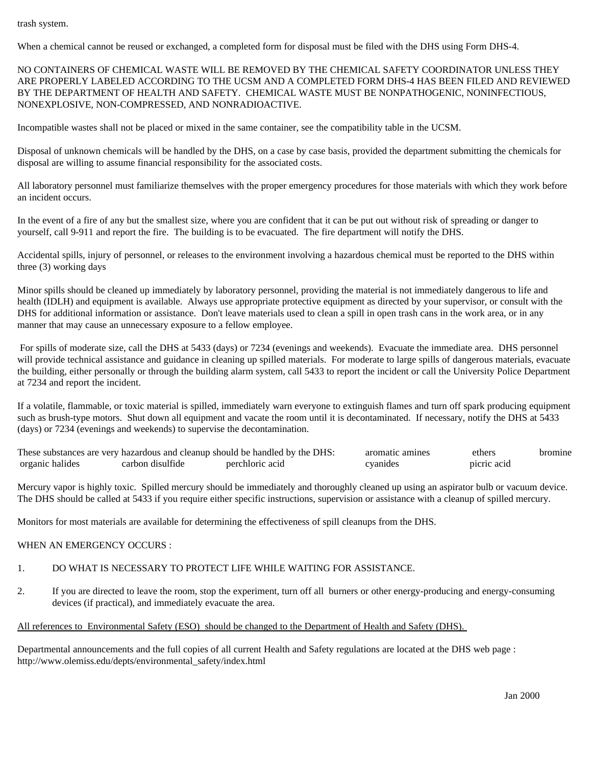trash system.

When a chemical cannot be reused or exchanged, a completed form for disposal must be filed with the DHS using Form DHS-4.

NO CONTAINERS OF CHEMICAL WASTE WILL BE REMOVED BY THE CHEMICAL SAFETY COORDINATOR UNLESS THEY ARE PROPERLY LABELED ACCORDING TO THE UCSM AND A COMPLETED FORM DHS-4 HAS BEEN FILED AND REVIEWED BY THE DEPARTMENT OF HEALTH AND SAFETY. CHEMICAL WASTE MUST BE NONPATHOGENIC, NONINFECTIOUS, NONEXPLOSIVE, NON-COMPRESSED, AND NONRADIOACTIVE.

Incompatible wastes shall not be placed or mixed in the same container, see the compatibility table in the UCSM.

Disposal of unknown chemicals will be handled by the DHS, on a case by case basis, provided the department submitting the chemicals for disposal are willing to assume financial responsibility for the associated costs.

All laboratory personnel must familiarize themselves with the proper emergency procedures for those materials with which they work before an incident occurs.

In the event of a fire of any but the smallest size, where you are confident that it can be put out without risk of spreading or danger to yourself, call 9-911 and report the fire. The building is to be evacuated. The fire department will notify the DHS.

Accidental spills, injury of personnel, or releases to the environment involving a hazardous chemical must be reported to the DHS within three (3) working days

Minor spills should be cleaned up immediately by laboratory personnel, providing the material is not immediately dangerous to life and health (IDLH) and equipment is available. Always use appropriate protective equipment as directed by your supervisor, or consult with the DHS for additional information or assistance. Don't leave materials used to clean a spill in open trash cans in the work area, or in any manner that may cause an unnecessary exposure to a fellow employee.

For spills of moderate size, call the DHS at 5433 (days) or 7234 (evenings and weekends). Evacuate the immediate area. DHS personnel will provide technical assistance and guidance in cleaning up spilled materials. For moderate to large spills of dangerous materials, evacuate the building, either personally or through the building alarm system, call 5433 to report the incident or call the University Police Department at 7234 and report the incident.

If a volatile, flammable, or toxic material is spilled, immediately warn everyone to extinguish flames and turn off spark producing equipment such as brush-type motors. Shut down all equipment and vacate the room until it is decontaminated. If necessary, notify the DHS at 5433 (days) or 7234 (evenings and weekends) to supervise the decontamination.

These substances are very hazardous and cleanup should be handled by the DHS: aromatic amines ethers bromine organic halides carbon disulfide perchloric acid cyanides picric acid

Mercury vapor is highly toxic. Spilled mercury should be immediately and thoroughly cleaned up using an aspirator bulb or vacuum device. The DHS should be called at 5433 if you require either specific instructions, supervision or assistance with a cleanup of spilled mercury.

Monitors for most materials are available for determining the effectiveness of spill cleanups from the DHS.

WHEN AN EMERGENCY OCCURS :

1. DO WHAT IS NECESSARY TO PROTECT LIFE WHILE WAITING FOR ASSISTANCE.

2. If you are directed to leave the room, stop the experiment, turn off all burners or other energy-producing and energy-consuming devices (if practical), and immediately evacuate the area.

<u>All references to Environmental Safety (ESO) should be changed to the Department of Health and Safety (DHS).</u>

Departmental announcements and the full copies of all current Health and Safety regulations are located at the DHS web page : http://www.olemiss.edu/depts/environmental_safety/index.html

Jan 2000